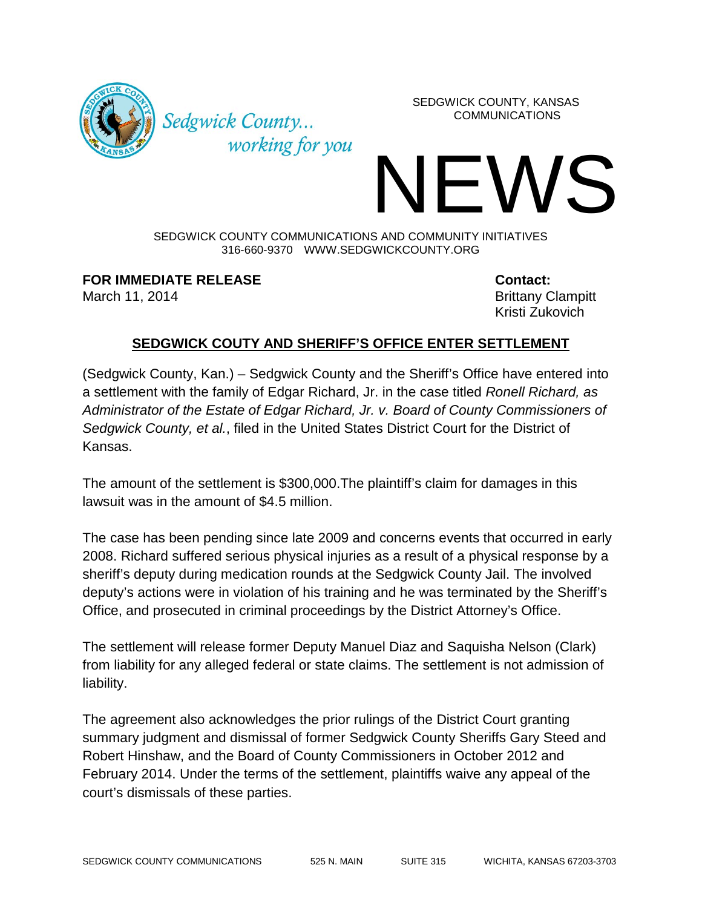Sedgwick County... working for you

SEDGWICK COUNTY, KANSAS
COMMUNICATIONS

# NEWS

SEDGWICK COUNTY COMMUNICATIONS AND COMMUNITY INITIATIVES
316-660-9370 WWW.SEDGWICKCOUNTY.ORG

**FOR IMMEDIATE RELEASE**
March 11, 2014

**Contact:**
Brittany Clampitt
Kristi Zukovich

## SEDGWICK COUTY AND SHERIFF'S OFFICE ENTER SETTLEMENT

(Sedgwick County, Kan.) – Sedgwick County and the Sheriff's Office have entered into a settlement with the family of Edgar Richard, Jr. in the case titled *Ronell Richard, as Administrator of the Estate of Edgar Richard, Jr. v. Board of County Commissioners of Sedgwick County, et al.*, filed in the United States District Court for the District of Kansas.

The amount of the settlement is $300,000.The plaintiff's claim for damages in this lawsuit was in the amount of $4.5 million.

The case has been pending since late 2009 and concerns events that occurred in early 2008. Richard suffered serious physical injuries as a result of a physical response by a sheriff's deputy during medication rounds at the Sedgwick County Jail. The involved deputy's actions were in violation of his training and he was terminated by the Sheriff's Office, and prosecuted in criminal proceedings by the District Attorney's Office.

The settlement will release former Deputy Manuel Diaz and Saquisha Nelson (Clark) from liability for any alleged federal or state claims. The settlement is not admission of liability.

The agreement also acknowledges the prior rulings of the District Court granting summary judgment and dismissal of former Sedgwick County Sheriffs Gary Steed and Robert Hinshaw, and the Board of County Commissioners in October 2012 and February 2014. Under the terms of the settlement, plaintiffs waive any appeal of the court's dismissals of these parties.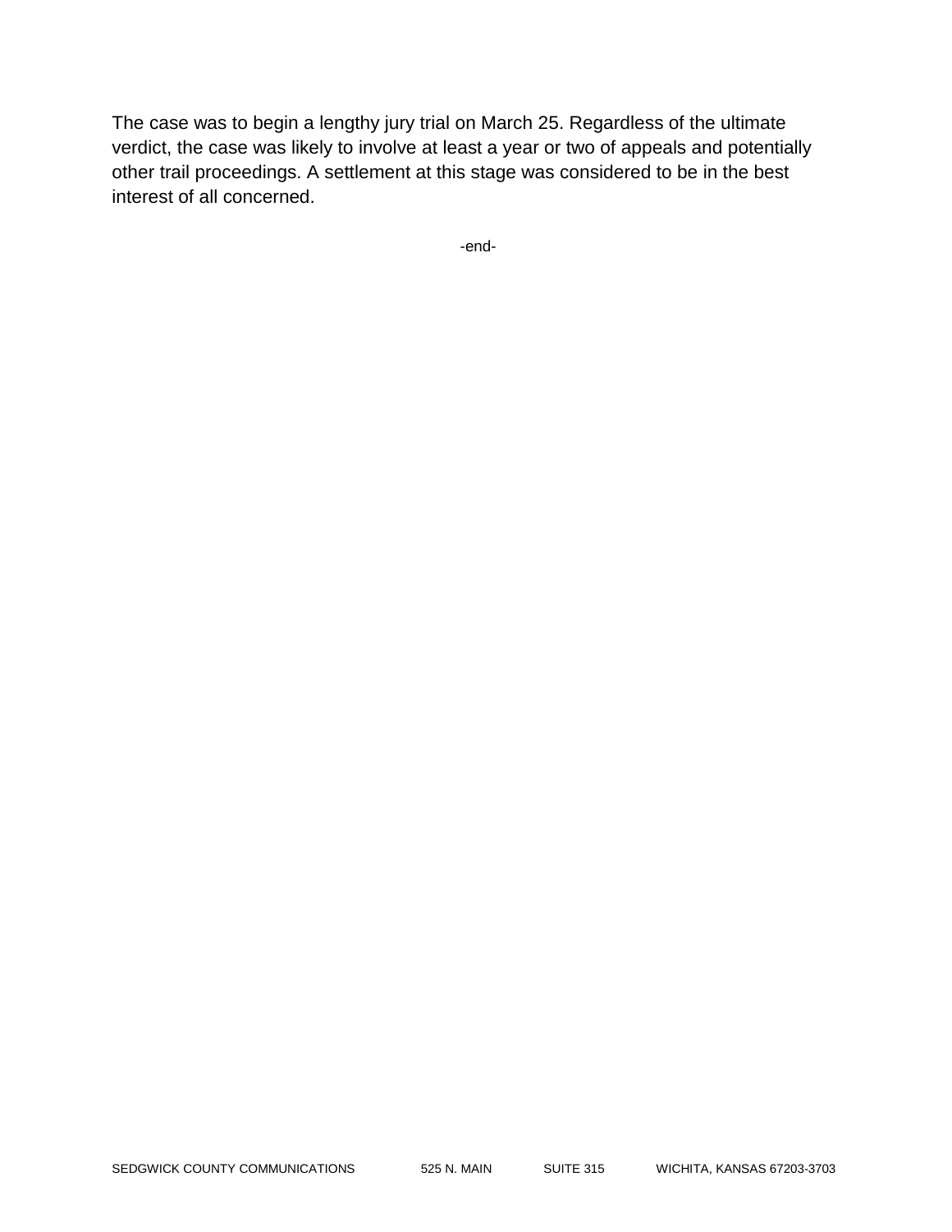The case was to begin a lengthy jury trial on March 25. Regardless of the ultimate verdict, the case was likely to involve at least a year or two of appeals and potentially other trail proceedings. A settlement at this stage was considered to be in the best interest of all concerned.

-end-